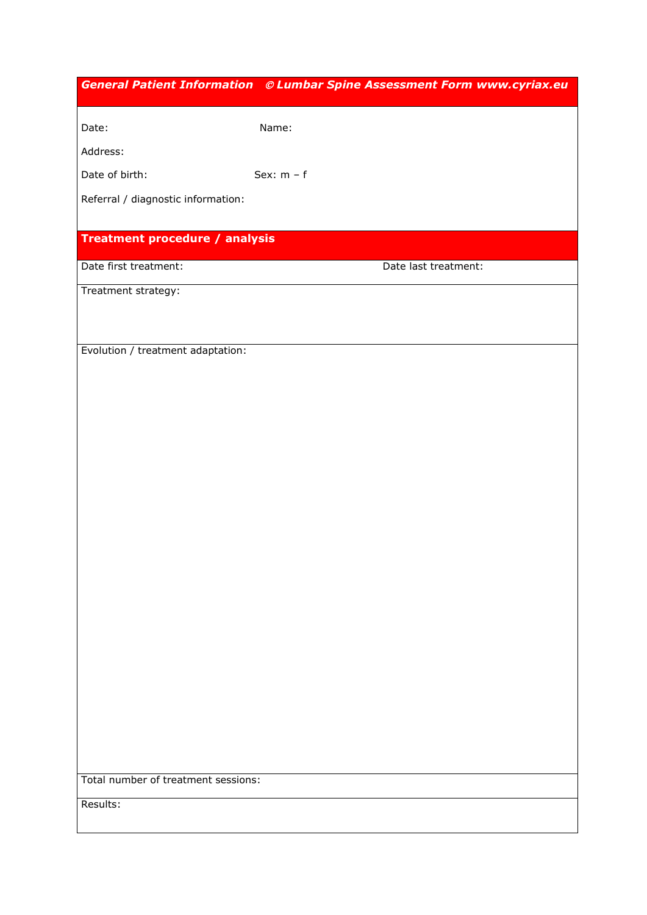## *General Patient Information* *© Lumbar Spine Assessment Form www.cyriax.eu*

Date: Name:

Address:

Date of birth: Sex: m – f

Referral / diagnostic information:

## Treatment procedure / analysis

Date first treatment: Date last treatment:

Treatment strategy:

Evolution / treatment adaptation:

Total number of treatment sessions:

Results: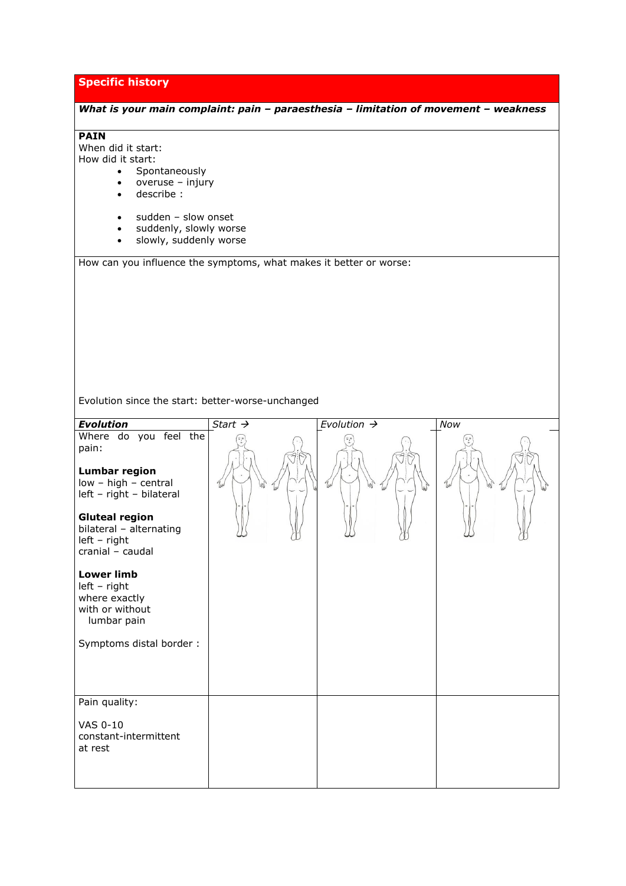## Specific history

***What is your main complaint: pain – paraesthesia – limitation of movement – weakness***

**PAIN**
When did it start:
How did it start:

- Spontaneously
- overuse – injury
- describe :

- sudden – slow onset
- suddenly, slowly worse
- slowly, suddenly worse

How can you influence the symptoms, what makes it better or worse:

Evolution since the start: better-worse-unchanged

| ***Evolution*** | *Start →* | *Evolution →* | *Now* |
|---|---|---|---|
| Where do you feel the pain:<br><br>**Lumbar region**<br>low – high – central<br>left – right – bilateral<br><br>**Gluteal region**<br>bilateral – alternating<br>left – right<br>cranial – caudal<br><br>**Lower limb**<br>left – right<br>where exactly<br>with or without<br>lumbar pain<br><br>Symptoms distal border : | | | |
| Pain quality:<br><br>VAS 0-10<br>constant-intermittent<br>at rest | | | |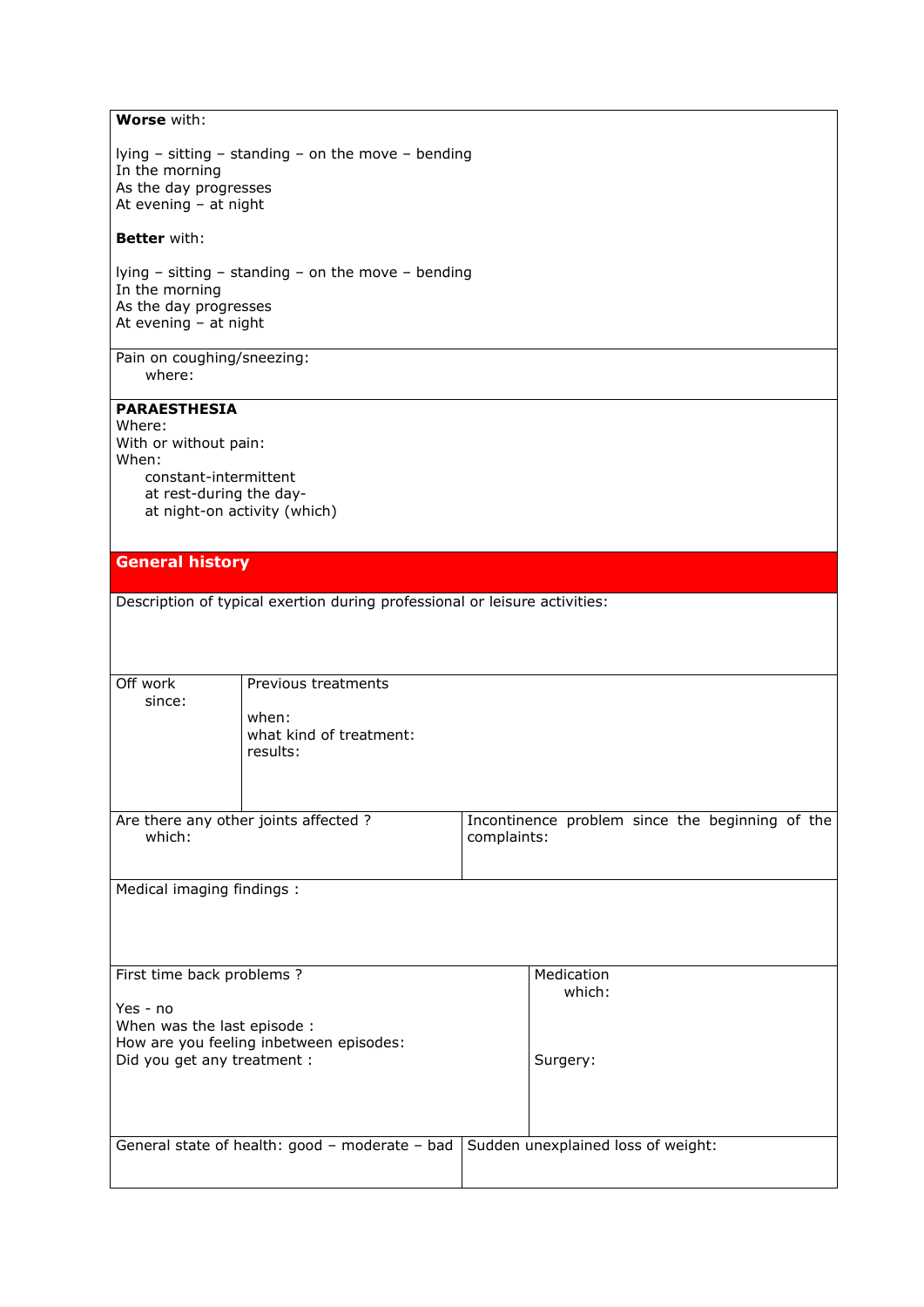**Worse** with:

lying – sitting – standing – on the move – bending
In the morning
As the day progresses
At evening – at night

**Better** with:

lying – sitting – standing – on the move – bending
In the morning
As the day progresses
At evening – at night

Pain on coughing/sneezing:
where:

**PARAESTHESIA**
Where:
With or without pain:
When:
constant-intermittent
at rest-during the day-
at night-on activity (which)

## General history

Description of typical exertion during professional or leisure activities:

| Off work since: | Previous treatments<br><br>when:<br>what kind of treatment:<br>results: |
|---|---|

| Are there any other joints affected ?<br>which: | Incontinence problem since the beginning of the complaints: |
|---|---|

Medical imaging findings :

| First time back problems ?<br><br>Yes - no<br>When was the last episode :<br>How are you feeling inbetween episodes:<br>Did you get any treatment : | Medication<br>which:<br><br><br>Surgery: |
|---|---|

| General state of health: good – moderate – bad | Sudden unexplained loss of weight: |
|---|---|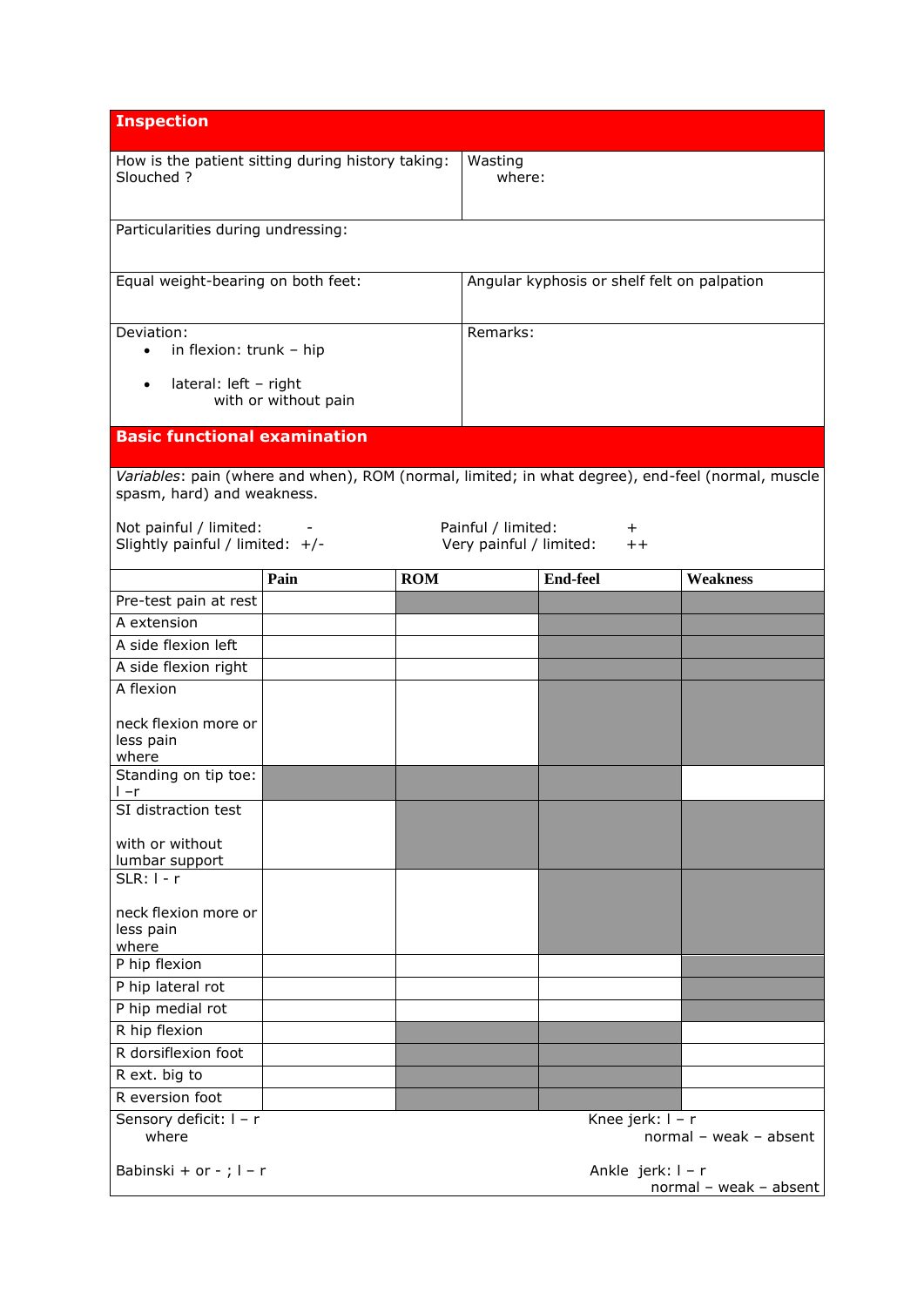## Inspection

| How is the patient sitting during history taking: Slouched ? | Wasting where: |
|---|---|
| Particularities during undressing: | |
| Equal weight-bearing on both feet: | Angular kyphosis or shelf felt on palpation |
| Deviation: <br>• in flexion: trunk – hip <br>• lateral: left – right with or without pain | Remarks: |

## Basic functional examination

*Variables*: pain (where and when), ROM (normal, limited; in what degree), end-feel (normal, muscle spasm, hard) and weakness.

Not painful / limited: -
Slightly painful / limited: +/-
Painful / limited: +
Very painful / limited: ++

| | Pain | ROM | End-feel | Weakness |
|---|---|---|---|---|
| Pre-test pain at rest | | | | |
| A extension | | | | |
| A side flexion left | | | | |
| A side flexion right | | | | |
| A flexion<br><br>neck flexion more or less pain where | | | | |
| Standing on tip toe: l – r | | | | |
| SI distraction test<br><br>with or without lumbar support | | | | |
| SLR: l - r<br><br>neck flexion more or less pain where | | | | |
| P hip flexion | | | | |
| P hip lateral rot | | | | |
| P hip medial rot | | | | |
| R hip flexion | | | | |
| R dorsiflexion foot | | | | |
| R ext. big to | | | | |
| R eversion foot | | | | |

Sensory deficit: l – r
where

Knee jerk: l – r
normal – weak – absent

Babinski + or - ; l – r

Ankle jerk: l – r
normal – weak – absent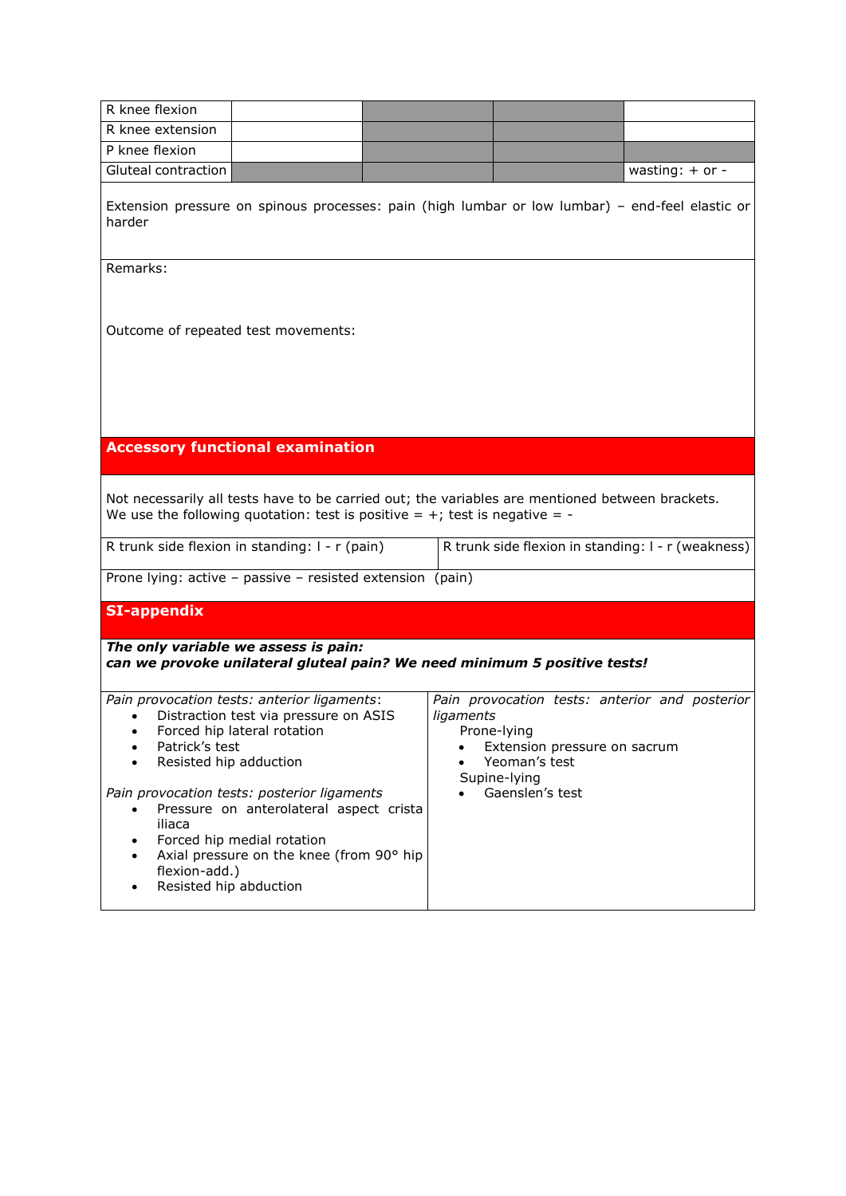| R knee flexion | | | | |
|---|---|---|---|---|
| R knee extension | | | | |
| P knee flexion | | | | |
| Gluteal contraction | | | | wasting: + or - |

Extension pressure on spinous processes: pain (high lumbar or low lumbar) – end-feel elastic or harder

Remarks:

Outcome of repeated test movements:

## Accessory functional examination

Not necessarily all tests have to be carried out; the variables are mentioned between brackets. We use the following quotation: test is positive = +; test is negative = -

| R trunk side flexion in standing: l - r (pain) | R trunk side flexion in standing: l - r (weakness) |
|---|---|

Prone lying: active – passive – resisted extension (pain)

## SI-appendix

***The only variable we assess is pain:***
***can we provoke unilateral gluteal pain? We need minimum 5 positive tests!***

*Pain provocation tests: anterior ligaments*:

- Distraction test via pressure on ASIS
- Forced hip lateral rotation
- Patrick's test
- Resisted hip adduction

*Pain provocation tests: posterior ligaments*

- Pressure on anterolateral aspect crista iliaca
- Forced hip medial rotation
- Axial pressure on the knee (from 90° hip flexion-add.)
- Resisted hip abduction

*Pain provocation tests: anterior and posterior ligaments*

Prone-lying

- Extension pressure on sacrum
- Yeoman's test

Supine-lying

- Gaenslen's test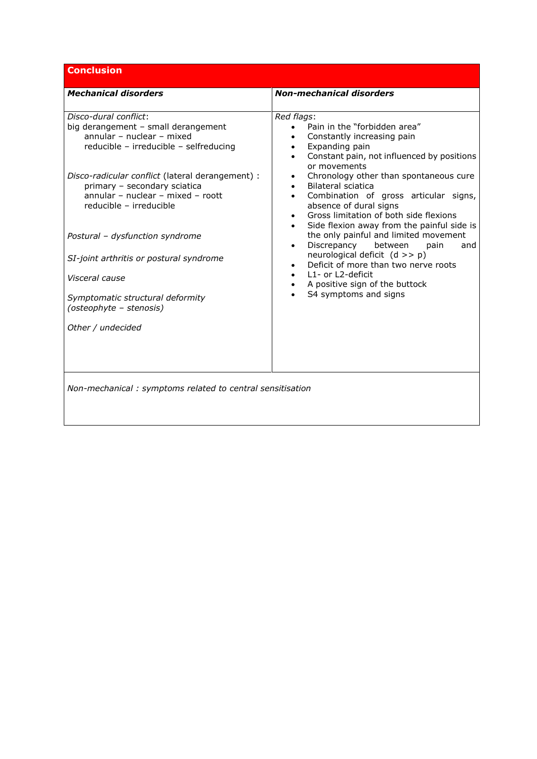| **Conclusion** | |
|---|---|
| ***Mechanical disorders*** | ***Non-mechanical disorders*** |
| *Disco-dural conflict*:<br>big derangement – small derangement<br>annular – nuclear – mixed<br>reducible – irreducible – selfreducing<br><br>*Disco-radicular conflict* (lateral derangement) :<br>primary – secondary sciatica<br>annular – nuclear – mixed – roott<br>reducible – irreducible<br><br>*Postural – dysfunction syndrome*<br><br>*SI-joint arthritis or postural syndrome*<br><br>*Visceral cause*<br><br>*Symptomatic structural deformity (osteophyte – stenosis)*<br><br>*Other / undecided* | *Red flags*:<br>• Pain in the "forbidden area"<br>• Constantly increasing pain<br>• Expanding pain<br>• Constant pain, not influenced by positions or movements<br>• Chronology other than spontaneous cure<br>• Bilateral sciatica<br>• Combination of gross articular signs, absence of dural signs<br>• Gross limitation of both side flexions<br>• Side flexion away from the painful side is the only painful and limited movement<br>• Discrepancy between pain and neurological deficit (d >> p)<br>• Deficit of more than two nerve roots<br>• L1- or L2-deficit<br>• A positive sign of the buttock<br>• S4 symptoms and signs |
| *Non-mechanical : symptoms related to central sensitisation* | |